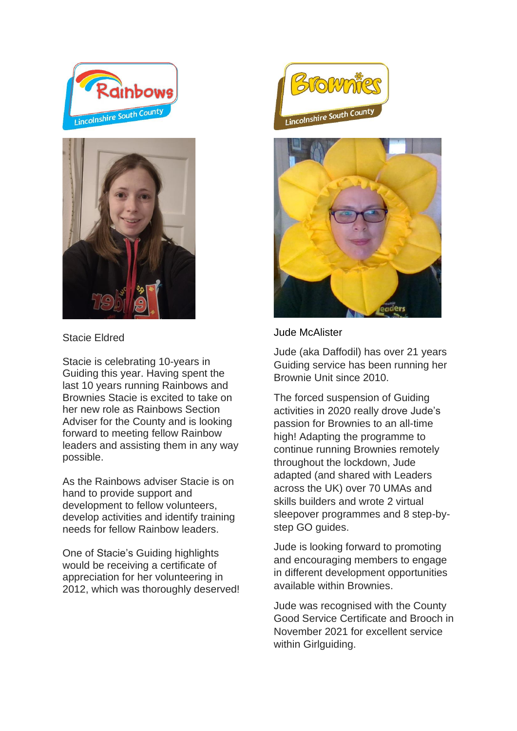Stacie Eldred

Stacie is celebrating 10-years in Guiding this year. Having spent the last 10 years running Rainbows and Brownies Stacie is excited to take on her new role as Rainbows Section Adviser for the County and is looking forward to meeting fellow Rainbow leaders and assisting them in any way possible.

As the Rainbows adviser Stacie is on hand to provide support and development to fellow volunteers, develop activities and identify training needs for fellow Rainbow leaders.

One of Stacie's Guiding highlights would be receiving a certificate of appreciation for her volunteering in 2012, which was thoroughly deserved!

Jude McAlister

Jude (aka Daffodil) has over 21 years Guiding service has been running her Brownie Unit since 2010.

The forced suspension of Guiding activities in 2020 really drove Jude's passion for Brownies to an all-time high! Adapting the programme to continue running Brownies remotely throughout the lockdown, Jude adapted (and shared with Leaders across the UK) over 70 UMAs and skills builders and wrote 2 virtual sleepover programmes and 8 step-by-step GO guides.

Jude is looking forward to promoting and encouraging members to engage in different development opportunities available within Brownies.

Jude was recognised with the County Good Service Certificate and Brooch in November 2021 for excellent service within Girlguiding.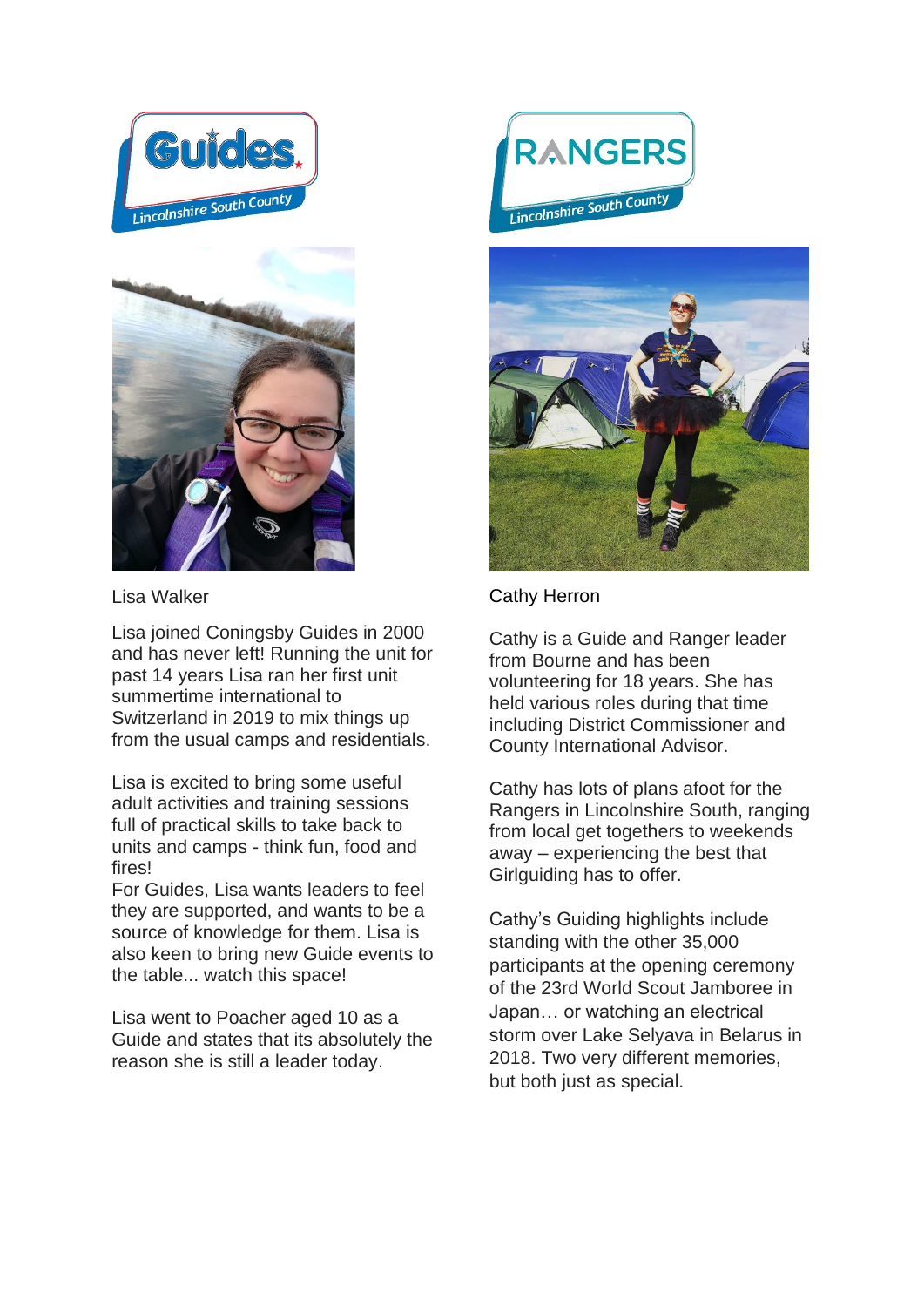Lisa Walker

Lisa joined Coningsby Guides in 2000 and has never left! Running the unit for past 14 years Lisa ran her first unit summertime international to Switzerland in 2019 to mix things up from the usual camps and residentials.

Lisa is excited to bring some useful adult activities and training sessions full of practical skills to take back to units and camps - think fun, food and fires!

For Guides, Lisa wants leaders to feel they are supported, and wants to be a source of knowledge for them. Lisa is also keen to bring new Guide events to the table... watch this space!

Lisa went to Poacher aged 10 as a Guide and states that its absolutely the reason she is still a leader today.

Cathy Herron

Cathy is a Guide and Ranger leader from Bourne and has been volunteering for 18 years. She has held various roles during that time including District Commissioner and County International Advisor.

Cathy has lots of plans afoot for the Rangers in Lincolnshire South, ranging from local get togethers to weekends away – experiencing the best that Girlguiding has to offer.

Cathy's Guiding highlights include standing with the other 35,000 participants at the opening ceremony of the 23rd World Scout Jamboree in Japan… or watching an electrical storm over Lake Selyava in Belarus in 2018. Two very different memories, but both just as special.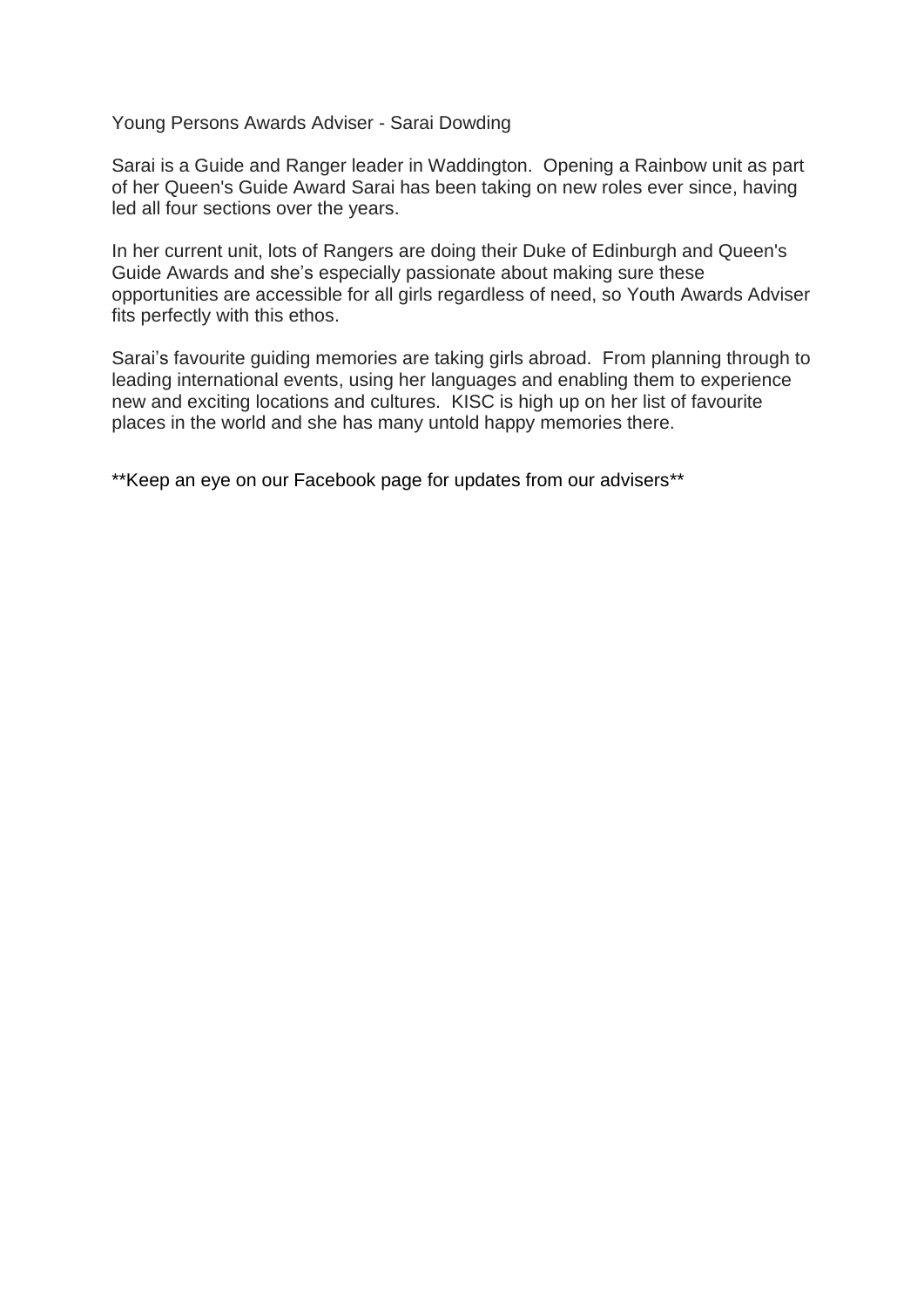Young Persons Awards Adviser - Sarai Dowding

Sarai is a Guide and Ranger leader in Waddington. Opening a Rainbow unit as part of her Queen's Guide Award Sarai has been taking on new roles ever since, having led all four sections over the years.

In her current unit, lots of Rangers are doing their Duke of Edinburgh and Queen's Guide Awards and she's especially passionate about making sure these opportunities are accessible for all girls regardless of need, so Youth Awards Adviser fits perfectly with this ethos.

Sarai's favourite guiding memories are taking girls abroad. From planning through to leading international events, using her languages and enabling them to experience new and exciting locations and cultures. KISC is high up on her list of favourite places in the world and she has many untold happy memories there.

**Keep an eye on our Facebook page for updates from our advisers**